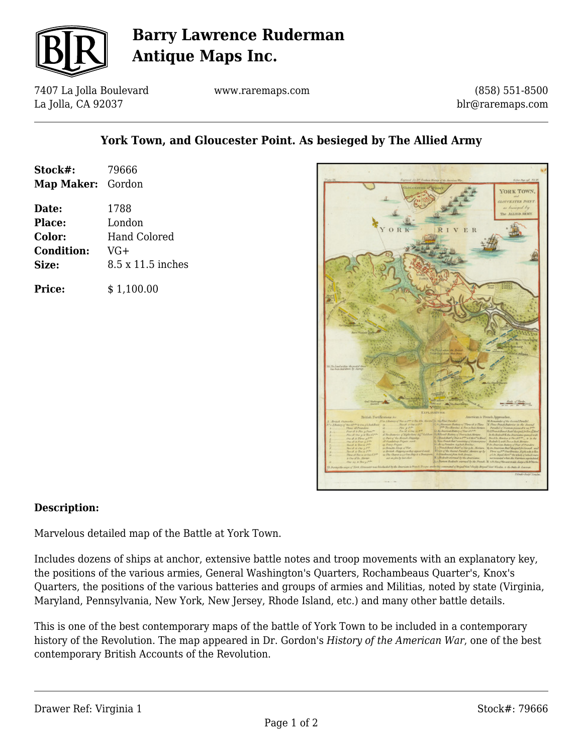# Barry Lawrence Ruderman Antique Maps Inc.

7407 La Jolla Boulevard
La Jolla, CA 92037

www.raremaps.com

(858) 551-8500
blr@raremaps.com

## York Town, and Gloucester Point. As besieged by The Allied Army

**Stock#:** 79666
**Map Maker:** Gordon

**Date:** 1788
**Place:** London
**Color:** Hand Colored
**Condition:** VG+
**Size:** 8.5 x 11.5 inches

**Price:** $ 1,100.00

### Description:

Marvelous detailed map of the Battle at York Town.

Includes dozens of ships at anchor, extensive battle notes and troop movements with an explanatory key, the positions of the various armies, General Washington's Quarters, Rochambeaus Quarter's, Knox's Quarters, the positions of the various batteries and groups of armies and Militias, noted by state (Virginia, Maryland, Pennsylvania, New York, New Jersey, Rhode Island, etc.) and many other battle details.

This is one of the best contemporary maps of the battle of York Town to be included in a contemporary history of the Revolution. The map appeared in Dr. Gordon's *History of the American War*, one of the best contemporary British Accounts of the Revolution.

Drawer Ref: Virginia 1

Stock#: 79666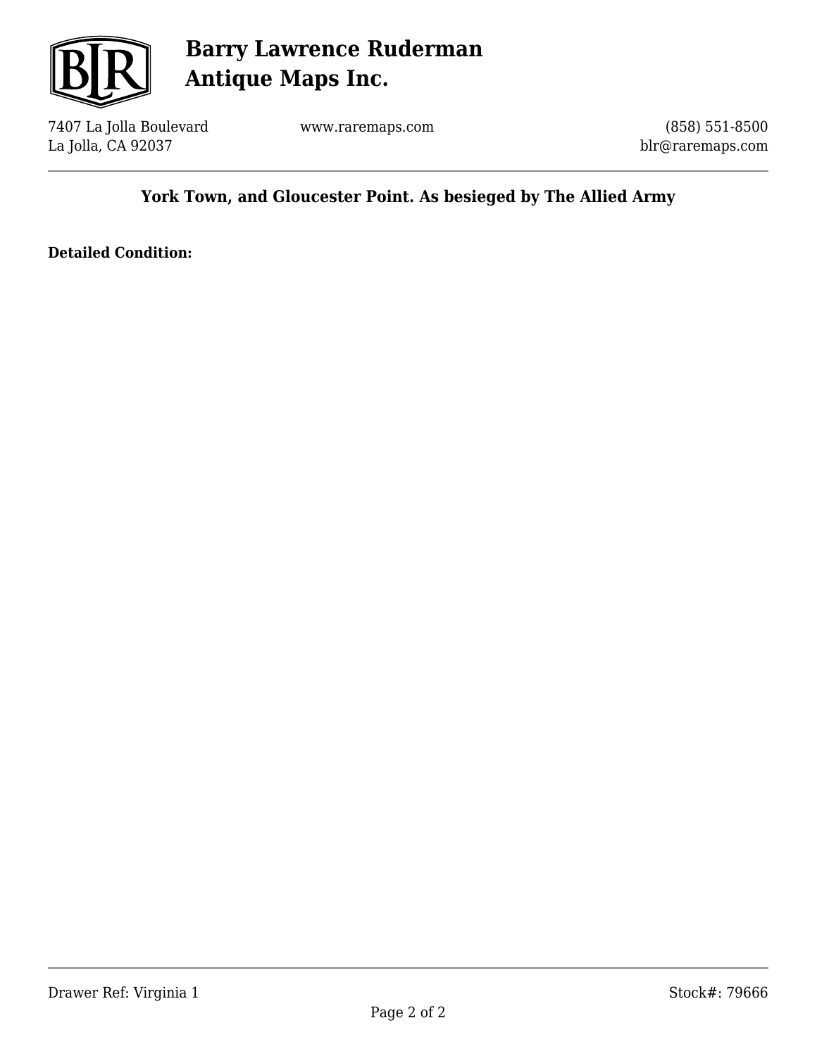**Detailed Condition:**